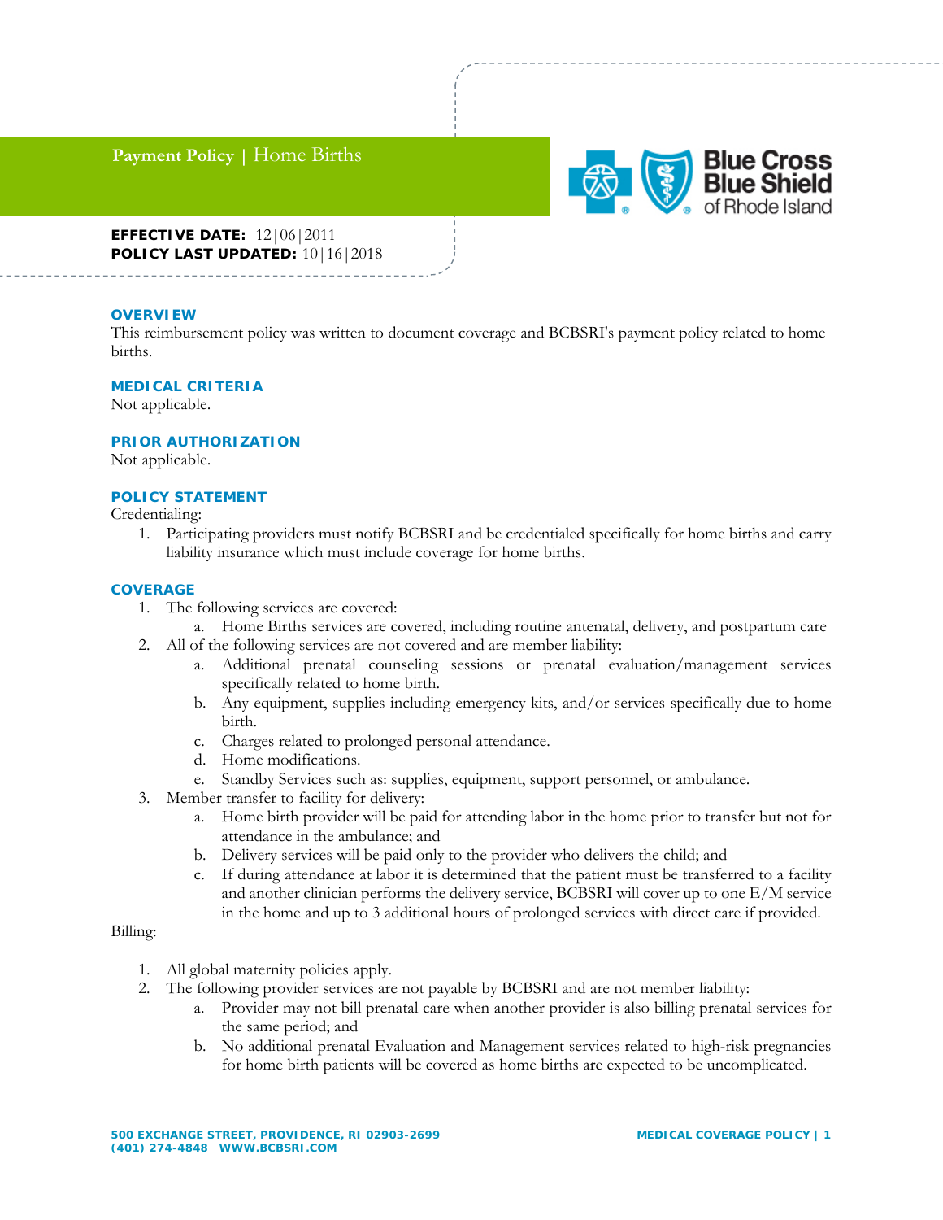# Payment Policy | Home Births

**EFFECTIVE DATE:** 12|06|2011
**POLICY LAST UPDATED:** 10|16|2018

## OVERVIEW

This reimbursement policy was written to document coverage and BCBSRI's payment policy related to home births.

## MEDICAL CRITERIA

Not applicable.

## PRIOR AUTHORIZATION

Not applicable.

## POLICY STATEMENT

Credentialing:

1. Participating providers must notify BCBSRI and be credentialed specifically for home births and carry liability insurance which must include coverage for home births.

## COVERAGE

1. The following services are covered:
   a. Home Births services are covered, including routine antenatal, delivery, and postpartum care
2. All of the following services are not covered and are member liability:
   a. Additional prenatal counseling sessions or prenatal evaluation/management services specifically related to home birth.
   b. Any equipment, supplies including emergency kits, and/or services specifically due to home birth.
   c. Charges related to prolonged personal attendance.
   d. Home modifications.
   e. Standby Services such as: supplies, equipment, support personnel, or ambulance.
3. Member transfer to facility for delivery:
   a. Home birth provider will be paid for attending labor in the home prior to transfer but not for attendance in the ambulance; and
   b. Delivery services will be paid only to the provider who delivers the child; and
   c. If during attendance at labor it is determined that the patient must be transferred to a facility and another clinician performs the delivery service, BCBSRI will cover up to one E/M service in the home and up to 3 additional hours of prolonged services with direct care if provided.

Billing:

1. All global maternity policies apply.
2. The following provider services are not payable by BCBSRI and are not member liability:
   a. Provider may not bill prenatal care when another provider is also billing prenatal services for the same period; and
   b. No additional prenatal Evaluation and Management services related to high-risk pregnancies for home birth patients will be covered as home births are expected to be uncomplicated.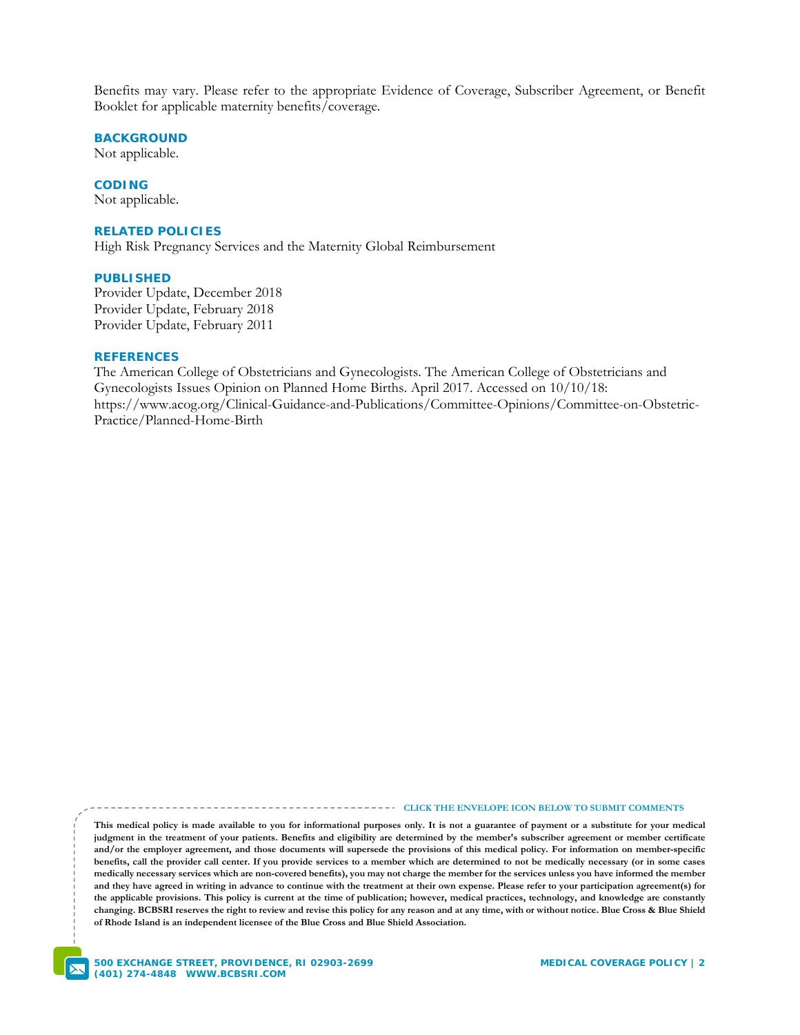Benefits may vary. Please refer to the appropriate Evidence of Coverage, Subscriber Agreement, or Benefit Booklet for applicable maternity benefits/coverage.

## BACKGROUND

Not applicable.

## CODING

Not applicable.

## RELATED POLICIES

High Risk Pregnancy Services and the Maternity Global Reimbursement

## PUBLISHED

Provider Update, December 2018
Provider Update, February 2018
Provider Update, February 2011

## REFERENCES

The American College of Obstetricians and Gynecologists. The American College of Obstetricians and Gynecologists Issues Opinion on Planned Home Births. April 2017. Accessed on 10/10/18: https://www.acog.org/Clinical-Guidance-and-Publications/Committee-Opinions/Committee-on-Obstetric-Practice/Planned-Home-Birth

CLICK THE ENVELOPE ICON BELOW TO SUBMIT COMMENTS

**This medical policy is made available to you for informational purposes only. It is not a guarantee of payment or a substitute for your medical judgment in the treatment of your patients. Benefits and eligibility are determined by the member's subscriber agreement or member certificate and/or the employer agreement, and those documents will supersede the provisions of this medical policy. For information on member-specific benefits, call the provider call center. If you provide services to a member which are determined to not be medically necessary (or in some cases medically necessary services which are non-covered benefits), you may not charge the member for the services unless you have informed the member and they have agreed in writing in advance to continue with the treatment at their own expense. Please refer to your participation agreement(s) for the applicable provisions. This policy is current at the time of publication; however, medical practices, technology, and knowledge are constantly changing. BCBSRI reserves the right to review and revise this policy for any reason and at any time, with or without notice. Blue Cross & Blue Shield of Rhode Island is an independent licensee of the Blue Cross and Blue Shield Association.**

500 EXCHANGE STREET, PROVIDENCE, RI 02903-2699
(401) 274-4848 WWW.BCBSRI.COM